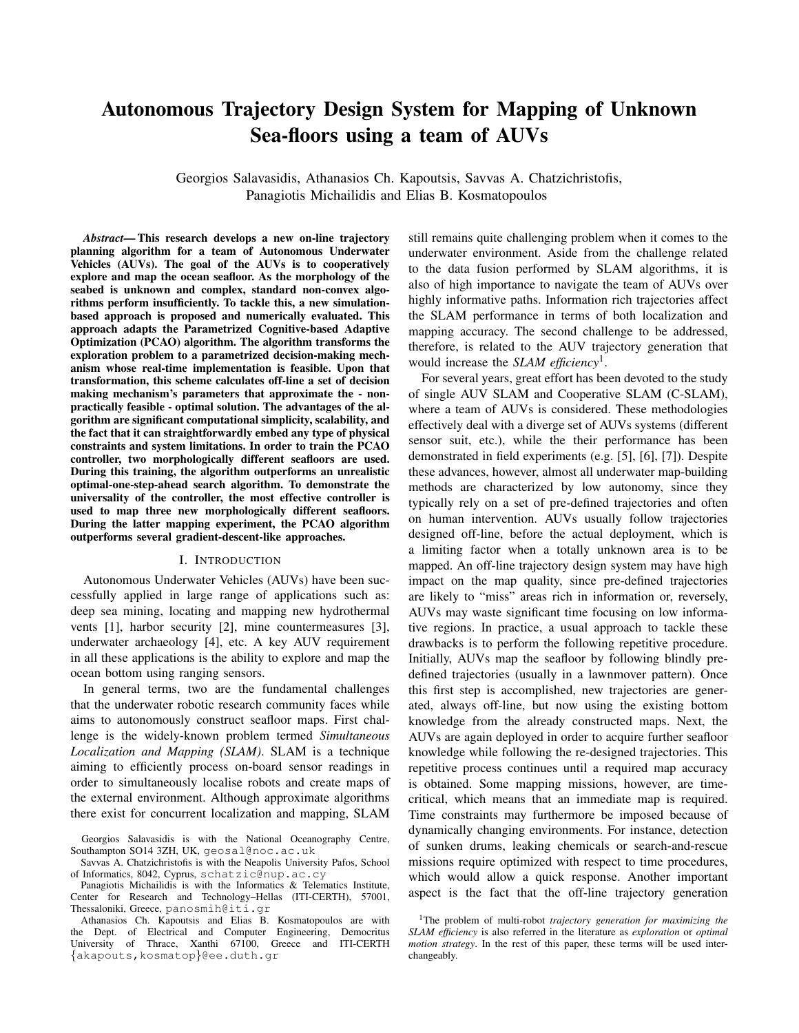# Autonomous Trajectory Design System for Mapping of Unknown Sea-floors using a team of AUVs

Georgios Salavasidis, Athanasios Ch. Kapoutsis, Savvas A. Chatzichristofis, Panagiotis Michailidis and Elias B. Kosmatopoulos

***Abstract*— This research develops a new on-line trajectory planning algorithm for a team of Autonomous Underwater Vehicles (AUVs). The goal of the AUVs is to cooperatively explore and map the ocean seafloor. As the morphology of the seabed is unknown and complex, standard non-convex algorithms perform insufficiently. To tackle this, a new simulation-based approach is proposed and numerically evaluated. This approach adapts the Parametrized Cognitive-based Adaptive Optimization (PCAO) algorithm. The algorithm transforms the exploration problem to a parametrized decision-making mechanism whose real-time implementation is feasible. Upon that transformation, this scheme calculates off-line a set of decision making mechanism's parameters that approximate the - non-practically feasible - optimal solution. The advantages of the algorithm are significant computational simplicity, scalability, and the fact that it can straightforwardly embed any type of physical constraints and system limitations. In order to train the PCAO controller, two morphologically different seafloors are used. During this training, the algorithm outperforms an unrealistic optimal-one-step-ahead search algorithm. To demonstrate the universality of the controller, the most effective controller is used to map three new morphologically different seafloors. During the latter mapping experiment, the PCAO algorithm outperforms several gradient-descent-like approaches.**

## I. Introduction

Autonomous Underwater Vehicles (AUVs) have been successfully applied in large range of applications such as: deep sea mining, locating and mapping new hydrothermal vents [1], harbor security [2], mine countermeasures [3], underwater archaeology [4], etc. A key AUV requirement in all these applications is the ability to explore and map the ocean bottom using ranging sensors.

In general terms, two are the fundamental challenges that the underwater robotic research community faces while aims to autonomously construct seafloor maps. First challenge is the widely-known problem termed *Simultaneous Localization and Mapping (SLAM)*. SLAM is a technique aiming to efficiently process on-board sensor readings in order to simultaneously localise robots and create maps of the external environment. Although approximate algorithms there exist for concurrent localization and mapping, SLAM still remains quite challenging problem when it comes to the underwater environment. Aside from the challenge related to the data fusion performed by SLAM algorithms, it is also of high importance to navigate the team of AUVs over highly informative paths. Information rich trajectories affect the SLAM performance in terms of both localization and mapping accuracy. The second challenge to be addressed, therefore, is related to the AUV trajectory generation that would increase the *SLAM efficiency*[1].

For several years, great effort has been devoted to the study of single AUV SLAM and Cooperative SLAM (C-SLAM), where a team of AUVs is considered. These methodologies effectively deal with a diverge set of AUVs systems (different sensor suit, etc.), while the their performance has been demonstrated in field experiments (e.g. [5], [6], [7]). Despite these advances, however, almost all underwater map-building methods are characterized by low autonomy, since they typically rely on a set of pre-defined trajectories and often on human intervention. AUVs usually follow trajectories designed off-line, before the actual deployment, which is a limiting factor when a totally unknown area is to be mapped. An off-line trajectory design system may have high impact on the map quality, since pre-defined trajectories are likely to "miss" areas rich in information or, reversely, AUVs may waste significant time focusing on low informative regions. In practice, a usual approach to tackle these drawbacks is to perform the following repetitive procedure. Initially, AUVs map the seafloor by following blindly pre-defined trajectories (usually in a lawnmover pattern). Once this first step is accomplished, new trajectories are generated, always off-line, but now using the existing bottom knowledge from the already constructed maps. Next, the AUVs are again deployed in order to acquire further seafloor knowledge while following the re-designed trajectories. This repetitive process continues until a required map accuracy is obtained. Some mapping missions, however, are time-critical, which means that an immediate map is required. Time constraints may furthermore be imposed because of dynamically changing environments. For instance, detection of sunken drums, leaking chemicals or search-and-rescue missions require optimized with respect to time procedures, which would allow a quick response. Another important aspect is the fact that the off-line trajectory generation

---

Georgios Salavasidis is with the National Oceanography Centre, Southampton SO14 3ZH, UK, geosal@noc.ac.uk

Savvas A. Chatzichristofis is with the Neapolis University Pafos, School of Informatics, 8042, Cyprus, schatzic@nup.ac.cy

Panagiotis Michailidis is with the Informatics & Telematics Institute, Center for Research and Technology–Hellas (ITI-CERTH), 57001, Thessaloniki, Greece, panosmih@iti.gr

Athanasios Ch. Kapoutsis and Elias B. Kosmatopoulos are with the Dept. of Electrical and Computer Engineering, Democritus University of Thrace, Xanthi 67100, Greece and ITI-CERTH {akapouts,kosmatop}@ee.duth.gr

[1] The problem of multi-robot *trajectory generation for maximizing the SLAM efficiency* is also referred in the literature as *exploration* or *optimal motion strategy*. In the rest of this paper, these terms will be used interchangeably.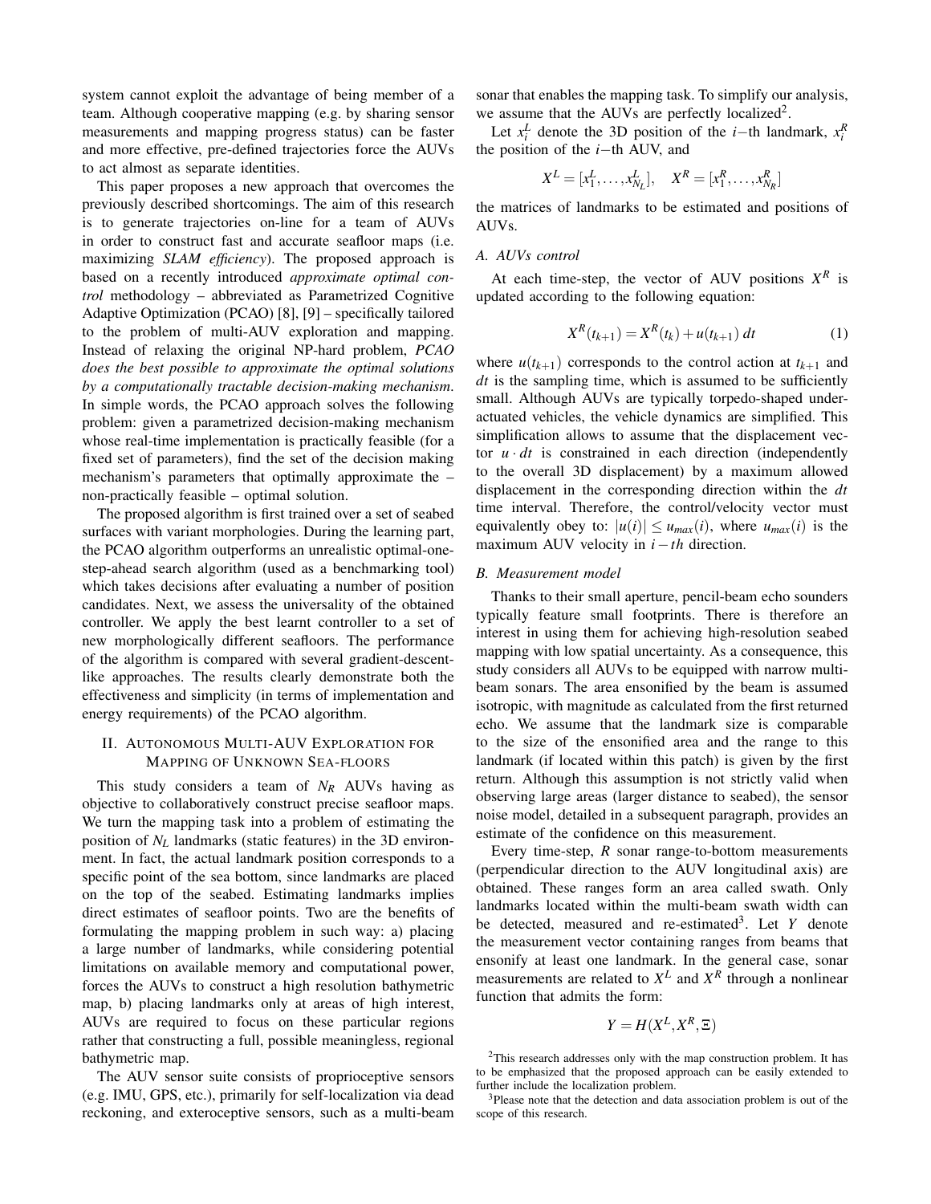system cannot exploit the advantage of being member of a team. Although cooperative mapping (e.g. by sharing sensor measurements and mapping progress status) can be faster and more effective, pre-defined trajectories force the AUVs to act almost as separate identities.

This paper proposes a new approach that overcomes the previously described shortcomings. The aim of this research is to generate trajectories on-line for a team of AUVs in order to construct fast and accurate seafloor maps (i.e. maximizing *SLAM efficiency*). The proposed approach is based on a recently introduced *approximate optimal control* methodology – abbreviated as Parametrized Cognitive Adaptive Optimization (PCAO) [8], [9] – specifically tailored to the problem of multi-AUV exploration and mapping. Instead of relaxing the original NP-hard problem, *PCAO does the best possible to approximate the optimal solutions by a computationally tractable decision-making mechanism*. In simple words, the PCAO approach solves the following problem: given a parametrized decision-making mechanism whose real-time implementation is practically feasible (for a fixed set of parameters), find the set of the decision making mechanism's parameters that optimally approximate the – non-practically feasible – optimal solution.

The proposed algorithm is first trained over a set of seabed surfaces with variant morphologies. During the learning part, the PCAO algorithm outperforms an unrealistic optimal-one-step-ahead search algorithm (used as a benchmarking tool) which takes decisions after evaluating a number of position candidates. Next, we assess the universality of the obtained controller. We apply the best learnt controller to a set of new morphologically different seafloors. The performance of the algorithm is compared with several gradient-descent-like approaches. The results clearly demonstrate both the effectiveness and simplicity (in terms of implementation and energy requirements) of the PCAO algorithm.

## II. Autonomous Multi-AUV Exploration for Mapping of Unknown Sea-floors

This study considers a team of $N_R$ AUVs having as objective to collaboratively construct precise seafloor maps. We turn the mapping task into a problem of estimating the position of $N_L$ landmarks (static features) in the 3D environment. In fact, the actual landmark position corresponds to a specific point of the sea bottom, since landmarks are placed on the top of the seabed. Estimating landmarks implies direct estimates of seafloor points. Two are the benefits of formulating the mapping problem in such way: a) placing a large number of landmarks, while considering potential limitations on available memory and computational power, forces the AUVs to construct a high resolution bathymetric map, b) placing landmarks only at areas of high interest, AUVs are required to focus on these particular regions rather that constructing a full, possible meaningless, regional bathymetric map.

The AUV sensor suite consists of proprioceptive sensors (e.g. IMU, GPS, etc.), primarily for self-localization via dead reckoning, and exteroceptive sensors, such as a multi-beam sonar that enables the mapping task. To simplify our analysis, we assume that the AUVs are perfectly localized[2].

Let $x_i^L$ denote the 3D position of the $i-$th landmark, $x_i^R$ the position of the $i-$th AUV, and

$$X^L = [x_1^L, \ldots, x_{N_L}^L], \quad X^R = [x_1^R, \ldots, x_{N_R}^R]$$

the matrices of landmarks to be estimated and positions of AUVs.

### A. AUVs control

At each time-step, the vector of AUV positions $X^R$ is updated according to the following equation:

$$X^R(t_{k+1}) = X^R(t_k) + u(t_{k+1})\, dt \tag{1}$$

where $u(t_{k+1})$ corresponds to the control action at $t_{k+1}$ and $dt$ is the sampling time, which is assumed to be sufficiently small. Although AUVs are typically torpedo-shaped underactuated vehicles, the vehicle dynamics are simplified. This simplification allows to assume that the displacement vector $u \cdot dt$ is constrained in each direction (independently to the overall 3D displacement) by a maximum allowed displacement in the corresponding direction within the $dt$ time interval. Therefore, the control/velocity vector must equivalently obey to: $|u(i)| \leq u_{max}(i)$, where $u_{max}(i)$ is the maximum AUV velocity in $i-th$ direction.

### B. Measurement model

Thanks to their small aperture, pencil-beam echo sounders typically feature small footprints. There is therefore an interest in using them for achieving high-resolution seabed mapping with low spatial uncertainty. As a consequence, this study considers all AUVs to be equipped with narrow multi-beam sonars. The area ensonified by the beam is assumed isotropic, with magnitude as calculated from the first returned echo. We assume that the landmark size is comparable to the size of the ensonified area and the range to this landmark (if located within this patch) is given by the first return. Although this assumption is not strictly valid when observing large areas (larger distance to seabed), the sensor noise model, detailed in a subsequent paragraph, provides an estimate of the confidence on this measurement.

Every time-step, $R$ sonar range-to-bottom measurements (perpendicular direction to the AUV longitudinal axis) are obtained. These ranges form an area called swath. Only landmarks located within the multi-beam swath width can be detected, measured and re-estimated[3]. Let $Y$ denote the measurement vector containing ranges from beams that ensonify at least one landmark. In the general case, sonar measurements are related to $X^L$ and $X^R$ through a nonlinear function that admits the form:

$$Y = H(X^L, X^R, \Xi)$$

[2]This research addresses only with the map construction problem. It has to be emphasized that the proposed approach can be easily extended to further include the localization problem.

[3]Please note that the detection and data association problem is out of the scope of this research.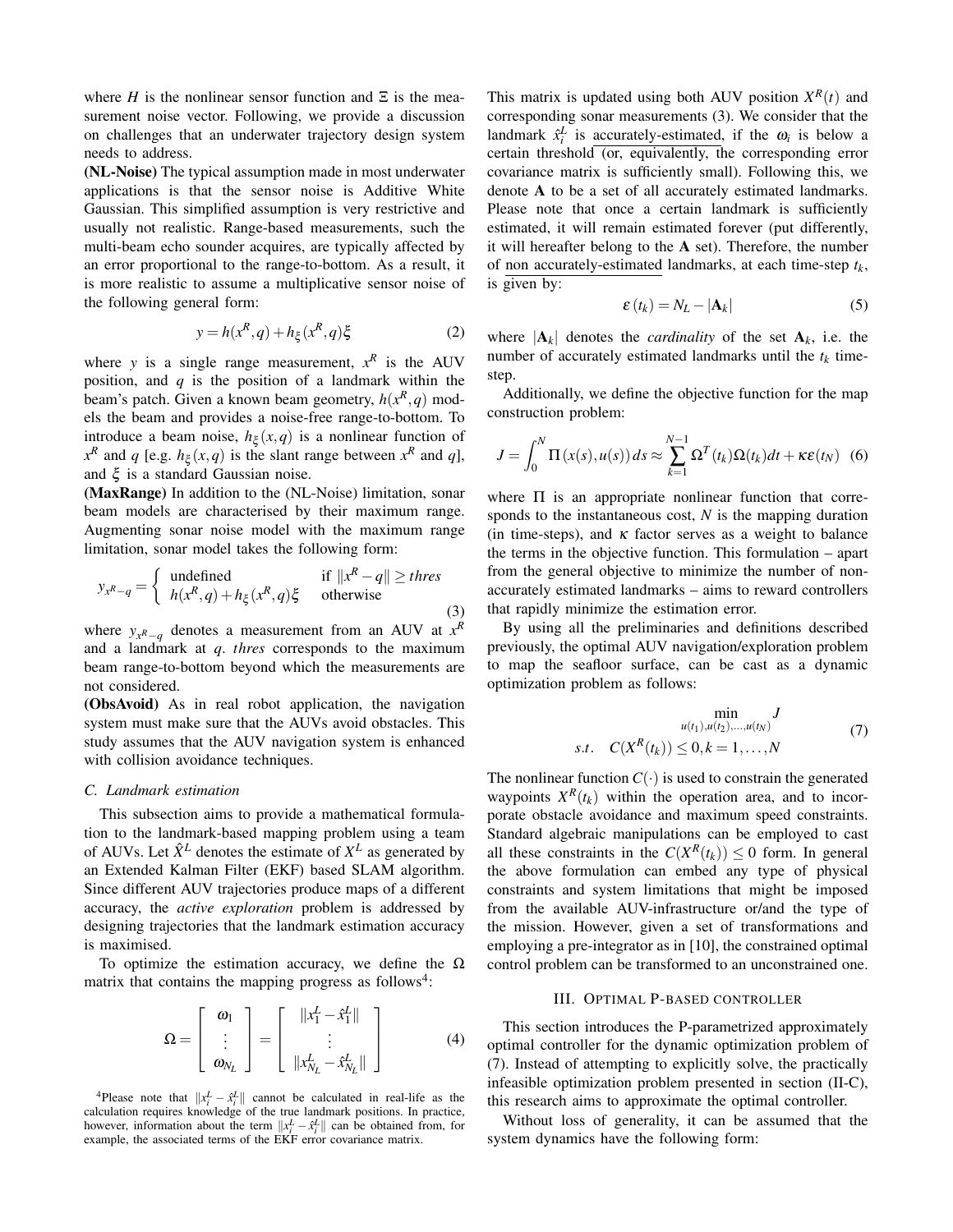where $H$ is the nonlinear sensor function and $\Xi$ is the measurement noise vector. Following, we provide a discussion on challenges that an underwater trajectory design system needs to address.

**(NL-Noise)** The typical assumption made in most underwater applications is that the sensor noise is Additive White Gaussian. This simplified assumption is very restrictive and usually not realistic. Range-based measurements, such the multi-beam echo sounder acquires, are typically affected by an error proportional to the range-to-bottom. As a result, it is more realistic to assume a multiplicative sensor noise of the following general form:

$$y = h(x^R, q) + h_\xi(x^R, q)\xi \tag{2}$$

where $y$ is a single range measurement, $x^R$ is the AUV position, and $q$ is the position of a landmark within the beam's patch. Given a known beam geometry, $h(x^R, q)$ models the beam and provides a noise-free range-to-bottom. To introduce a beam noise, $h_\xi(x, q)$ is a nonlinear function of $x^R$ and $q$ [e.g. $h_\xi(x, q)$ is the slant range between $x^R$ and $q$], and $\xi$ is a standard Gaussian noise.

**(MaxRange)** In addition to the (NL-Noise) limitation, sonar beam models are characterised by their maximum range. Augmenting sonar noise model with the maximum range limitation, sonar model takes the following form:

$$y_{x^R - q} = \begin{cases} \text{undefined} & \text{if } \|x^R - q\| \geq thres \\ h(x^R, q) + h_\xi(x^R, q)\xi & \text{otherwise} \end{cases} \tag{3}$$

where $y_{x^R-q}$ denotes a measurement from an AUV at $x^R$ and a landmark at $q$. *thres* corresponds to the maximum beam range-to-bottom beyond which the measurements are not considered.

**(ObsAvoid)** As in real robot application, the navigation system must make sure that the AUVs avoid obstacles. This study assumes that the AUV navigation system is enhanced with collision avoidance techniques.

### C. Landmark estimation

This subsection aims to provide a mathematical formulation to the landmark-based mapping problem using a team of AUVs. Let $\hat{X}^L$ denotes the estimate of $X^L$ as generated by an Extended Kalman Filter (EKF) based SLAM algorithm. Since different AUV trajectories produce maps of a different accuracy, the *active exploration* problem is addressed by designing trajectories that the landmark estimation accuracy is maximised.

To optimize the estimation accuracy, we define the $\Omega$ matrix that contains the mapping progress as follows[4]:

$$\Omega = \begin{bmatrix} \omega_1 \\ \vdots \\ \omega_{N_L} \end{bmatrix} = \begin{bmatrix} \|x_1^L - \hat{x}_1^L\| \\ \vdots \\ \|x_{N_L}^L - \hat{x}_{N_L}^L\| \end{bmatrix} \tag{4}$$

[4]Please note that $\|x_i^L - \hat{x}_i^L\|$ cannot be calculated in real-life as the calculation requires knowledge of the true landmark positions. In practice, however, information about the term $\|x_i^L - \hat{x}_i^L\|$ can be obtained from, for example, the associated terms of the EKF error covariance matrix.

This matrix is updated using both AUV position $X^R(t)$ and corresponding sonar measurements (3). We consider that the landmark $\hat{x}_i^L$ is accurately-estimated, if the $\omega_i$ is below a certain threshold (or, equivalently, the corresponding error covariance matrix is sufficiently small). Following this, we denote $\mathbf{A}$ to be a set of all accurately estimated landmarks. Please note that once a certain landmark is sufficiently estimated, it will remain estimated forever (put differently, it will hereafter belong to the $\mathbf{A}$ set). Therefore, the number of non accurately-estimated landmarks, at each time-step $t_k$, is given by:

$$\varepsilon(t_k) = N_L - |\mathbf{A}_k| \tag{5}$$

where $|\mathbf{A}_k|$ denotes the *cardinality* of the set $\mathbf{A}_k$, i.e. the number of accurately estimated landmarks until the $t_k$ time-step.

Additionally, we define the objective function for the map construction problem:

$$J = \int_0^N \Pi(x(s), u(s))\, ds \approx \sum_{k=1}^{N-1} \Omega^T(t_k)\Omega(t_k)dt + \kappa\varepsilon(t_N) \tag{6}$$

where $\Pi$ is an appropriate nonlinear function that corresponds to the instantaneous cost, $N$ is the mapping duration (in time-steps), and $\kappa$ factor serves as a weight to balance the terms in the objective function. This formulation – apart from the general objective to minimize the number of non-accurately estimated landmarks – aims to reward controllers that rapidly minimize the estimation error.

By using all the preliminaries and definitions described previously, the optimal AUV navigation/exploration problem to map the seafloor surface, can be cast as a dynamic optimization problem as follows:

$$\begin{aligned} &\min_{u(t_1), u(t_2), \ldots, u(t_N)} J \\ &s.t. \quad C(X^R(t_k)) \leq 0, k = 1, \ldots, N \end{aligned} \tag{7}$$

The nonlinear function $C(\cdot)$ is used to constrain the generated waypoints $X^R(t_k)$ within the operation area, and to incorporate obstacle avoidance and maximum speed constraints. Standard algebraic manipulations can be employed to cast all these constraints in the $C(X^R(t_k)) \leq 0$ form. In general the above formulation can embed any type of physical constraints and system limitations that might be imposed from the available AUV-infrastructure or/and the type of the mission. However, given a set of transformations and employing a pre-integrator as in [10], the constrained optimal control problem can be transformed to an unconstrained one.

## III. Optimal P-based controller

This section introduces the P-parametrized approximately optimal controller for the dynamic optimization problem of (7). Instead of attempting to explicitly solve, the practically infeasible optimization problem presented in section (II-C), this research aims to approximate the optimal controller.

Without loss of generality, it can be assumed that the system dynamics have the following form: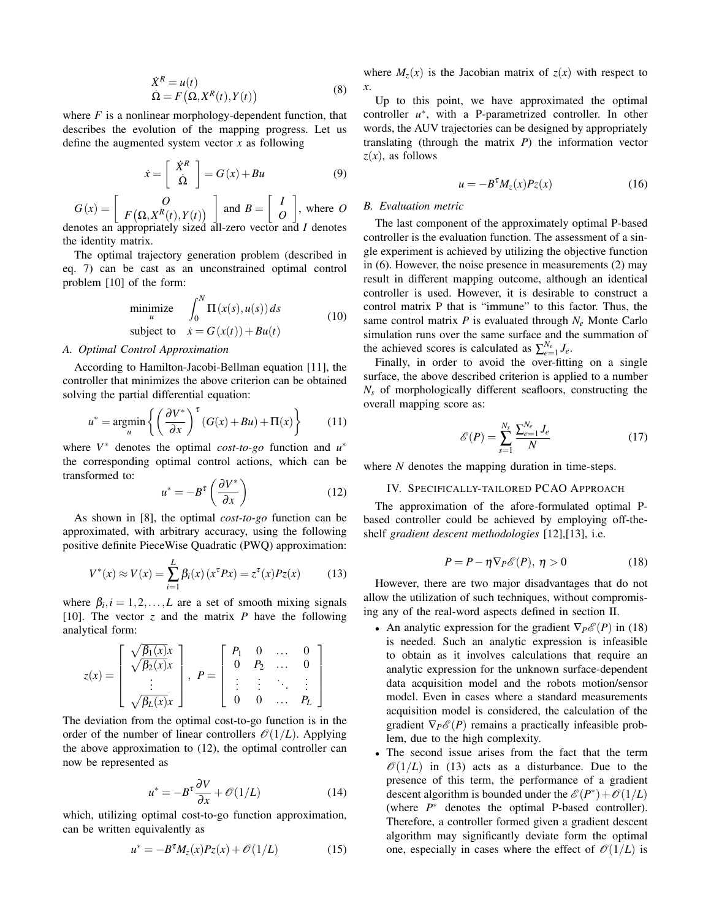$$
\begin{aligned}
\dot{X}^R &= u(t) \\
\dot{\Omega} &= F\big(\Omega, X^R(t), Y(t)\big)
\end{aligned} \tag{8}
$$

where $F$ is a nonlinear morphology-dependent function, that describes the evolution of the mapping progress. Let us define the augmented system vector $x$ as following

$$
\dot{x} = \begin{bmatrix} \dot{X}^R \\ \dot{\Omega} \end{bmatrix} = G(x) + Bu \tag{9}
$$

$G(x) = \begin{bmatrix} O \\ F\big(\Omega, X^R(t), Y(t)\big) \end{bmatrix}$ and $B = \begin{bmatrix} I \\ O \end{bmatrix}$, where $O$ denotes an appropriately sized all-zero vector and $I$ denotes the identity matrix.

The optimal trajectory generation problem (described in eq. 7) can be cast as an unconstrained optimal control problem [10] of the form:

$$
\begin{aligned}
\underset{u}{\text{minimize}} \quad & \int_0^N \Pi\left(x(s), u(s)\right) ds \\
\text{subject to} \quad & \dot{x} = G\left(x(t)\right) + Bu(t)
\end{aligned} \tag{10}
$$

### A. Optimal Control Approximation

According to Hamilton-Jacobi-Bellman equation [11], the controller that minimizes the above criterion can be obtained solving the partial differential equation:

$$
u^* = \underset{u}{\operatorname{argmin}} \left\{ \left( \frac{\partial V^*}{\partial x} \right)^{\tau} \left(G(x) + Bu\right) + \Pi(x) \right\} \tag{11}
$$

where $V^*$ denotes the optimal *cost-to-go* function and $u^*$ the corresponding optimal control actions, which can be transformed to:

$$
u^* = -B^{\tau} \left( \frac{\partial V^*}{\partial x} \right) \tag{12}
$$

As shown in [8], the optimal *cost-to-go* function can be approximated, with arbitrary accuracy, using the following positive definite PieceWise Quadratic (PWQ) approximation:

$$
V^*(x) \approx V(x) = \sum_{i=1}^{L} \beta_i(x) \left(x^{\tau} P x\right) = z^{\tau}(x) P z(x) \tag{13}
$$

where $\beta_i, i = 1, 2, \ldots, L$ are a set of smooth mixing signals [10]. The vector $z$ and the matrix $P$ have the following analytical form:

$$
z(x) = \begin{bmatrix} \sqrt{\beta_1(x)}x \\ \sqrt{\beta_2(x)}x \\ \vdots \\ \sqrt{\beta_L(x)}x \end{bmatrix}, \quad P = \begin{bmatrix} P_1 & 0 & \ldots & 0 \\ 0 & P_2 & \ldots & 0 \\ \vdots & \vdots & \ddots & \vdots \\ 0 & 0 & \ldots & P_L \end{bmatrix}
$$

The deviation from the optimal cost-to-go function is in the order of the number of linear controllers $\mathscr{O}(1/L)$. Applying the above approximation to (12), the optimal controller can now be represented as

$$
u^* = -B^{\tau} \frac{\partial V}{\partial x} + \mathscr{O}(1/L) \tag{14}
$$

which, utilizing optimal cost-to-go function approximation, can be written equivalently as

$$
u^* = -B^{\tau} M_z(x) P z(x) + \mathscr{O}(1/L) \tag{15}
$$

where $M_z(x)$ is the Jacobian matrix of $z(x)$ with respect to $x$.

Up to this point, we have approximated the optimal controller $u^*$, with a P-parametrized controller. In other words, the AUV trajectories can be designed by appropriately translating (through the matrix $P$) the information vector $z(x)$, as follows

$$
u = -B^{\tau} M_z(x) P z(x) \tag{16}
$$

### B. Evaluation metric

The last component of the approximately optimal P-based controller is the evaluation function. The assessment of a single experiment is achieved by utilizing the objective function in (6). However, the noise presence in measurements (2) may result in different mapping outcome, although an identical controller is used. However, it is desirable to construct a control matrix P that is "immune" to this factor. Thus, the same control matrix $P$ is evaluated through $N_e$ Monte Carlo simulation runs over the same surface and the summation of the achieved scores is calculated as $\sum_{e=1}^{N_e} J_e$.

Finally, in order to avoid the over-fitting on a single surface, the above described criterion is applied to a number $N_s$ of morphologically different seafloors, constructing the overall mapping score as:

$$
\mathscr{E}(P) = \sum_{s=1}^{N_s} \frac{\sum_{e=1}^{N_e} J_e}{N} \tag{17}
$$

where $N$ denotes the mapping duration in time-steps.

## IV. Specifically-tailored PCAO Approach

The approximation of the afore-formulated optimal P-based controller could be achieved by employing off-the-shelf *gradient descent methodologies* [12],[13], i.e.

$$
P = P - \eta \nabla_P \mathscr{E}(P), \; \eta > 0 \tag{18}
$$

However, there are two major disadvantages that do not allow the utilization of such techniques, without compromising any of the real-word aspects defined in section II.

- An analytic expression for the gradient $\nabla_P \mathscr{E}(P)$ in (18) is needed. Such an analytic expression is infeasible to obtain as it involves calculations that require an analytic expression for the unknown surface-dependent data acquisition model and the robots motion/sensor model. Even in cases where a standard measurements acquisition model is considered, the calculation of the gradient $\nabla_P \mathscr{E}(P)$ remains a practically infeasible problem, due to the high complexity.
- The second issue arises from the fact that the term $\mathscr{O}(1/L)$ in (13) acts as a disturbance. Due to the presence of this term, the performance of a gradient descent algorithm is bounded under the $\mathscr{E}(P^*) + \mathscr{O}(1/L)$ (where $P^*$ denotes the optimal P-based controller). Therefore, a controller formed given a gradient descent algorithm may significantly deviate form the optimal one, especially in cases where the effect of $\mathscr{O}(1/L)$ is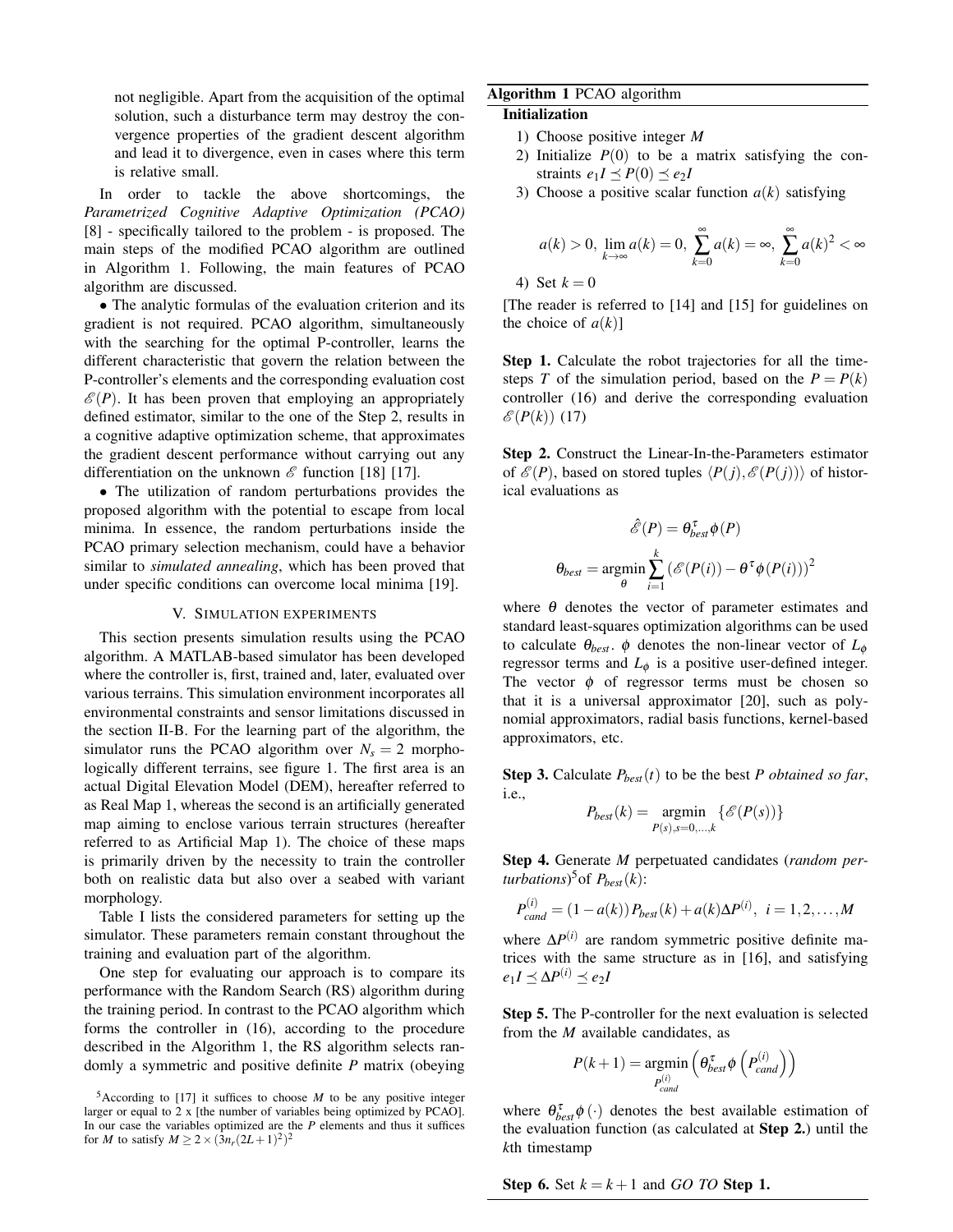not negligible. Apart from the acquisition of the optimal solution, such a disturbance term may destroy the convergence properties of the gradient descent algorithm and lead it to divergence, even in cases where this term is relative small.

In order to tackle the above shortcomings, the *Parametrized Cognitive Adaptive Optimization (PCAO)* [8] - specifically tailored to the problem - is proposed. The main steps of the modified PCAO algorithm are outlined in Algorithm 1. Following, the main features of PCAO algorithm are discussed.

• The analytic formulas of the evaluation criterion and its gradient is not required. PCAO algorithm, simultaneously with the searching for the optimal P-controller, learns the different characteristic that govern the relation between the P-controller's elements and the corresponding evaluation cost $\mathscr{E}(P)$. It has been proven that employing an appropriately defined estimator, similar to the one of the Step 2, results in a cognitive adaptive optimization scheme, that approximates the gradient descent performance without carrying out any differentiation on the unknown $\mathscr{E}$ function [18] [17].

• The utilization of random perturbations provides the proposed algorithm with the potential to escape from local minima. In essence, the random perturbations inside the PCAO primary selection mechanism, could have a behavior similar to *simulated annealing*, which has been proved that under specific conditions can overcome local minima [19].

## V. Simulation Experiments

This section presents simulation results using the PCAO algorithm. A MATLAB-based simulator has been developed where the controller is, first, trained and, later, evaluated over various terrains. This simulation environment incorporates all environmental constraints and sensor limitations discussed in the section II-B. For the learning part of the algorithm, the simulator runs the PCAO algorithm over $N_s = 2$ morphologically different terrains, see figure 1. The first area is an actual Digital Elevation Model (DEM), hereafter referred to as Real Map 1, whereas the second is an artificially generated map aiming to enclose various terrain structures (hereafter referred to as Artificial Map 1). The choice of these maps is primarily driven by the necessity to train the controller both on realistic data but also over a seabed with variant morphology.

Table I lists the considered parameters for setting up the simulator. These parameters remain constant throughout the training and evaluation part of the algorithm.

One step for evaluating our approach is to compare its performance with the Random Search (RS) algorithm during the training period. In contrast to the PCAO algorithm which forms the controller in (16), according to the procedure described in the Algorithm 1, the RS algorithm selects randomly a symmetric and positive definite $P$ matrix (obeying

---

**Algorithm 1** PCAO algorithm

**Initialization**

1) Choose positive integer $M$
2) Initialize $P(0)$ to be a matrix satisfying the constraints $e_1 I \preceq P(0) \preceq e_2 I$
3) Choose a positive scalar function $a(k)$ satisfying

$$a(k) > 0,\ \lim_{k\to\infty} a(k) = 0,\ \sum_{k=0}^{\infty} a(k) = \infty,\ \sum_{k=0}^{\infty} a(k)^2 < \infty$$

4) Set $k = 0$

[The reader is referred to [14] and [15] for guidelines on the choice of $a(k)$]

**Step 1.** Calculate the robot trajectories for all the time-steps $T$ of the simulation period, based on the $P = P(k)$ controller (16) and derive the corresponding evaluation $\mathscr{E}(P(k))$ (17)

**Step 2.** Construct the Linear-In-the-Parameters estimator of $\mathscr{E}(P)$, based on stored tuples $\langle P(j), \mathscr{E}(P(j))\rangle$ of historical evaluations as

$$\hat{\mathscr{E}}(P) = \theta_{best}^{\tau}\phi(P)$$

$$\theta_{best} = \underset{\theta}{\operatorname{argmin}} \sum_{i=1}^{k} \left(\mathscr{E}(P(i)) - \theta^{\tau}\phi(P(i))\right)^2$$

where $\theta$ denotes the vector of parameter estimates and standard least-squares optimization algorithms can be used to calculate $\theta_{best}$. $\phi$ denotes the non-linear vector of $L_\phi$ regressor terms and $L_\phi$ is a positive user-defined integer. The vector $\phi$ of regressor terms must be chosen so that it is a universal approximator [20], such as polynomial approximators, radial basis functions, kernel-based approximators, etc.

**Step 3.** Calculate $P_{best}(t)$ to be the best $P$ *obtained so far*, i.e.,

$$P_{best}(k) = \underset{P(s), s=0,\ldots,k}{\operatorname{argmin}} \{\mathscr{E}(P(s))\}$$

**Step 4.** Generate $M$ perpetuated candidates (*random perturbations*)[5] of $P_{best}(k)$:

$$P_{cand}^{(i)} = (1 - a(k))P_{best}(k) + a(k)\Delta P^{(i)},\ i = 1, 2, \ldots, M$$

where $\Delta P^{(i)}$ are random symmetric positive definite matrices with the same structure as in [16], and satisfying $e_1 I \preceq \Delta P^{(i)} \preceq e_2 I$

**Step 5.** The P-controller for the next evaluation is selected from the $M$ available candidates, as

$$P(k+1) = \underset{P_{cand}^{(i)}}{\operatorname{argmin}} \left(\theta_{best}^{\tau}\phi\left(P_{cand}^{(i)}\right)\right)$$

where $\theta_{best}^{\tau}\phi(\cdot)$ denotes the best available estimation of the evaluation function (as calculated at **Step 2.**) until the $k$th timestamp

**Step 6.** Set $k = k + 1$ and *GO TO* **Step 1.**

---

[5] According to [17] it suffices to choose $M$ to be any positive integer larger or equal to 2 x [the number of variables being optimized by PCAO]. In our case the variables optimized are the $P$ elements and thus it suffices for $M$ to satisfy $M \geq 2 \times (3n_r(2L+1)^2)^2$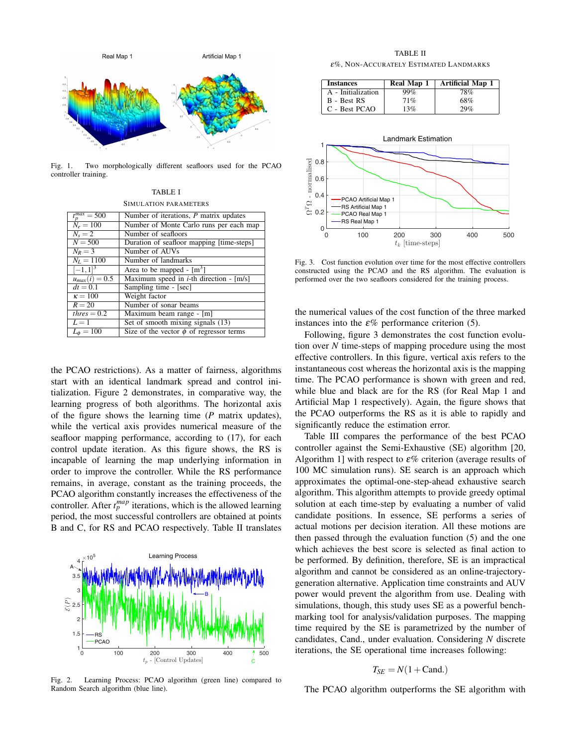Fig. 1. Two morphologically different seafloors used for the PCAO controller training.

TABLE I

SIMULATION PARAMETERS

| | |
|---|---|
| $t_p^{max} = 500$ | Number of iterations, $P$ matrix updates |
| $N_e = 100$ | Number of Monte Carlo runs per each map |
| $N_s = 2$ | Number of seafloors |
| $N = 500$ | Duration of seafloor mapping [time-steps] |
| $N_R = 3$ | Number of AUVs |
| $N_L = 1100$ | Number of landmarks |
| $[-1,1]^3$ | Area to be mapped - [m$^3$] |
| $u_{max}(i) = 0.5$ | Maximum speed in $i$-th direction - [m/s] |
| $dt = 0.1$ | Sampling time - [sec] |
| $\kappa = 100$ | Weight factor |
| $R = 20$ | Number of sonar beams |
| $thres = 0.2$ | Maximum beam range - [m] |
| $L = 1$ | Set of smooth mixing signals (13) |
| $L_\phi = 100$ | Size of the vector $\phi$ of regressor terms |

the PCAO restrictions). As a matter of fairness, algorithms start with an identical landmark spread and control initialization. Figure 2 demonstrates, in comparative way, the learning progress of both algorithms. The horizontal axis of the figure shows the learning time ($P$ matrix updates), while the vertical axis provides numerical measure of the seafloor mapping performance, according to (17), for each control update iteration. As this figure shows, the RS is incapable of learning the map underlying information in order to improve the controller. While the RS performance remains, in average, constant as the training proceeds, the PCAO algorithm constantly increases the effectiveness of the controller. After $t_p^{map}$ iterations, which is the allowed learning period, the most successful controllers are obtained at points B and C, for RS and PCAO respectively. Table II translates

Fig. 2. Learning Process: PCAO algorithm (green line) compared to Random Search algorithm (blue line).

TABLE II

$\varepsilon$%, NON-ACCURATELY ESTIMATED LANDMARKS

| Instances | Real Map 1 | Artificial Map 1 |
|---|---|---|
| A - Initialization | 99% | 78% |
| B - Best RS | 71% | 68% |
| C - Best PCAO | 13% | 29% |

Fig. 3. Cost function evolution over time for the most effective controllers constructed using the PCAO and the RS algorithm. The evaluation is performed over the two seafloors considered for the training process.

the numerical values of the cost function of the three marked instances into the $\varepsilon$% performance criterion (5).

Following, figure 3 demonstrates the cost function evolution over $N$ time-steps of mapping procedure using the most effective controllers. In this figure, vertical axis refers to the instantaneous cost whereas the horizontal axis is the mapping time. The PCAO performance is shown with green and red, while blue and black are for the RS (for Real Map 1 and Artificial Map 1 respectively). Again, the figure shows that the PCAO outperforms the RS as it is able to rapidly and significantly reduce the estimation error.

Table III compares the performance of the best PCAO controller against the Semi-Exhaustive (SE) algorithm [20, Algorithm 1] with respect to $\varepsilon$% criterion (average results of 100 MC simulation runs). SE search is an approach which approximates the optimal-one-step-ahead exhaustive search algorithm. This algorithm attempts to provide greedy optimal solution at each time-step by evaluating a number of valid candidate positions. In essence, SE performs a series of actual motions per decision iteration. All these motions are then passed through the evaluation function (5) and the one which achieves the best score is selected as final action to be performed. By definition, therefore, SE is an impractical algorithm and cannot be considered as an online-trajectory-generation alternative. Application time constraints and AUV power would prevent the algorithm from use. Dealing with simulations, though, this study uses SE as a powerful benchmarking tool for analysis/validation purposes. The mapping time required by the SE is parametrized by the number of candidates, Cand., under evaluation. Considering $N$ discrete iterations, the SE operational time increases following:

$$T_{SE} = N(1 + \text{Cand.})$$

The PCAO algorithm outperforms the SE algorithm with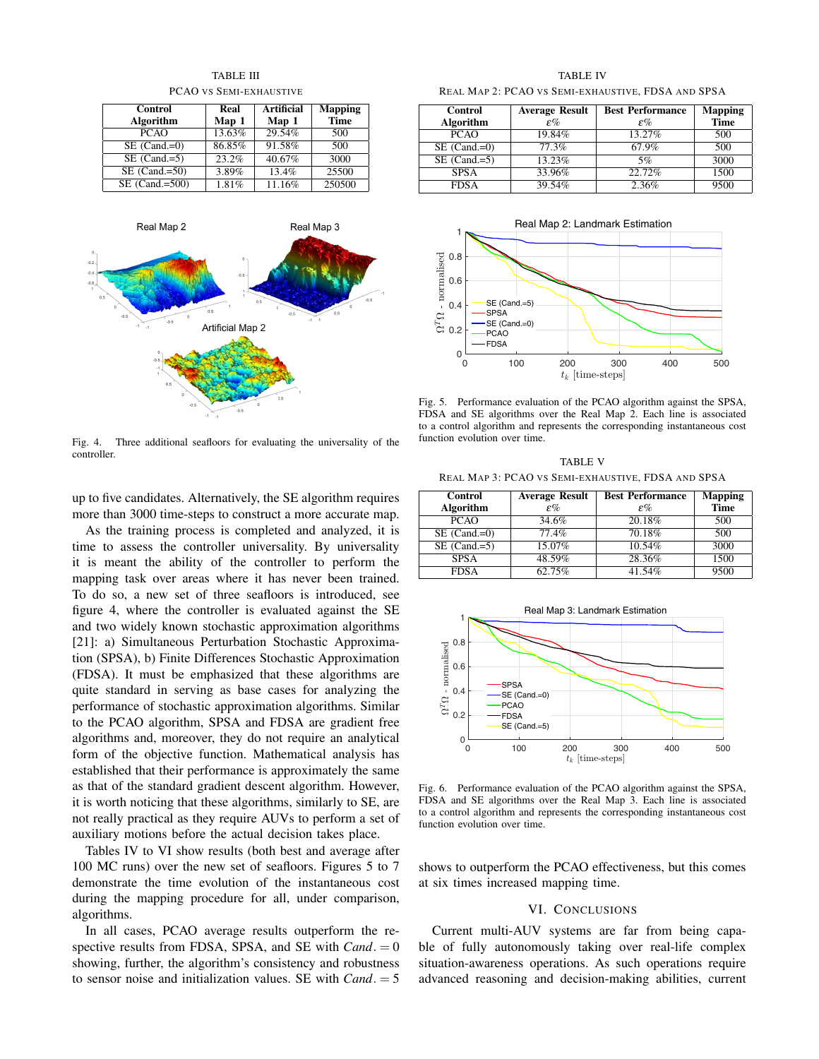TABLE III

PCAO vs Semi-exhaustive

| Control Algorithm | Real Map 1 | Artificial Map 1 | Mapping Time |
|---|---|---|---|
| PCAO | 13.63% | 29.54% | 500 |
| SE (Cand.=0) | 86.85% | 91.58% | 500 |
| SE (Cand.=5) | 23.2% | 40.67% | 3000 |
| SE (Cand.=50) | 3.89% | 13.4% | 25500 |
| SE (Cand.=500) | 1.81% | 11.16% | 250500 |

Fig. 4. Three additional seafloors for evaluating the universality of the controller.

up to five candidates. Alternatively, the SE algorithm requires more than 3000 time-steps to construct a more accurate map.

As the training process is completed and analyzed, it is time to assess the controller universality. By universality it is meant the ability of the controller to perform the mapping task over areas where it has never been trained. To do so, a new set of three seafloors is introduced, see figure 4, where the controller is evaluated against the SE and two widely known stochastic approximation algorithms [21]: a) Simultaneous Perturbation Stochastic Approximation (SPSA), b) Finite Differences Stochastic Approximation (FDSA). It must be emphasized that these algorithms are quite standard in serving as base cases for analyzing the performance of stochastic approximation algorithms. Similar to the PCAO algorithm, SPSA and FDSA are gradient free algorithms and, moreover, they do not require an analytical form of the objective function. Mathematical analysis has established that their performance is approximately the same as that of the standard gradient descent algorithm. However, it is worth noticing that these algorithms, similarly to SE, are not really practical as they require AUVs to perform a set of auxiliary motions before the actual decision takes place.

Tables IV to VI show results (both best and average after 100 MC runs) over the new set of seafloors. Figures 5 to 7 demonstrate the time evolution of the instantaneous cost during the mapping procedure for all, under comparison, algorithms.

In all cases, PCAO average results outperform the respective results from FDSA, SPSA, and SE with $Cand. = 0$ showing, further, the algorithm's consistency and robustness to sensor noise and initialization values. SE with $Cand. = 5$ shows to outperform the PCAO effectiveness, but this comes at six times increased mapping time.

TABLE IV

Real Map 2: PCAO vs Semi-exhaustive, FDSA and SPSA

| Control Algorithm | Average Result $\varepsilon\%$ | Best Performance $\varepsilon\%$ | Mapping Time |
|---|---|---|---|
| PCAO | 19.84% | 13.27% | 500 |
| SE (Cand.=0) | 77.3% | 67.9% | 500 |
| SE (Cand.=5) | 13.23% | 5% | 3000 |
| SPSA | 33.96% | 22.72% | 1500 |
| FDSA | 39.54% | 2.36% | 9500 |

Fig. 5. Performance evaluation of the PCAO algorithm against the SPSA, FDSA and SE algorithms over the Real Map 2. Each line is associated to a control algorithm and represents the corresponding instantaneous cost function evolution over time.

TABLE V

Real Map 3: PCAO vs Semi-exhaustive, FDSA and SPSA

| Control Algorithm | Average Result $\varepsilon\%$ | Best Performance $\varepsilon\%$ | Mapping Time |
|---|---|---|---|
| PCAO | 34.6% | 20.18% | 500 |
| SE (Cand.=0) | 77.4% | 70.18% | 500 |
| SE (Cand.=5) | 15.07% | 10.54% | 3000 |
| SPSA | 48.59% | 28.36% | 1500 |
| FDSA | 62.75% | 41.54% | 9500 |

Fig. 6. Performance evaluation of the PCAO algorithm against the SPSA, FDSA and SE algorithms over the Real Map 3. Each line is associated to a control algorithm and represents the corresponding instantaneous cost function evolution over time.

## VI. Conclusions

Current multi-AUV systems are far from being capable of fully autonomously taking over real-life complex situation-awareness operations. As such operations require advanced reasoning and decision-making abilities, current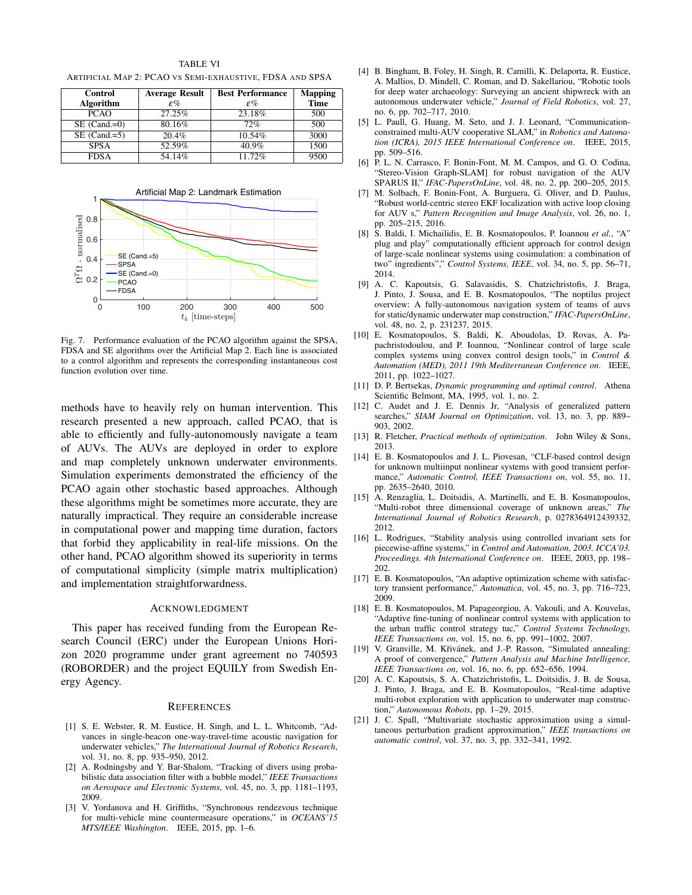TABLE VI

ARTIFICIAL MAP 2: PCAO VS SEMI-EXHAUSTIVE, FDSA AND SPSA

| Control Algorithm | Average Result $\varepsilon\%$ | Best Performance $\varepsilon\%$ | Mapping Time |
|---|---|---|---|
| PCAO | 27.25% | 23.18% | 500 |
| SE (Cand.=0) | 80.16% | 72% | 500 |
| SE (Cand.=5) | 20.4% | 10.54% | 3000 |
| SPSA | 52.59% | 40.9% | 1500 |
| FDSA | 54.14% | 11.72% | 9500 |

Artificial Map 2: Landmark Estimation

$\Omega^T\Omega$ - normalised

1
0.8
0.6
0.4
0.2
0

SE (Cand.=5)
SPSA
SE (Cand.=0)
PCAO
FDSA

0
100
200
300
400
500

$t_k$ [time-steps]

Fig. 7. Performance evaluation of the PCAO algorithm against the SPSA, FDSA and SE algorithms over the Artificial Map 2. Each line is associated to a control algorithm and represents the corresponding instantaneous cost function evolution over time.

methods have to heavily rely on human intervention. This research presented a new approach, called PCAO, that is able to efficiently and fully-autonomously navigate a team of AUVs. The AUVs are deployed in order to explore and map completely unknown underwater environments. Simulation experiments demonstrated the efficiency of the PCAO again other stochastic based approaches. Although these algorithms might be sometimes more accurate, they are naturally impractical. They require an considerable increase in computational power and mapping time duration, factors that forbid they applicability in real-life missions. On the other hand, PCAO algorithm showed its superiority in terms of computational simplicity (simple matrix multiplication) and implementation straightforwardness.

## ACKNOWLEDGMENT

This paper has received funding from the European Research Council (ERC) under the European Unions Horizon 2020 programme under grant agreement no 740593 (ROBORDER) and the project EQUILY from Swedish Energy Agency.

## REFERENCES

[1] S. E. Webster, R. M. Eustice, H. Singh, and L. L. Whitcomb, "Advances in single-beacon one-way-travel-time acoustic navigation for underwater vehicles," *The International Journal of Robotics Research*, vol. 31, no. 8, pp. 935–950, 2012.

[2] A. Rodningsby and Y. Bar-Shalom, "Tracking of divers using probabilistic data association filter with a bubble model," *IEEE Transactions on Aerospace and Electronic Systems*, vol. 45, no. 3, pp. 1181–1193, 2009.

[3] V. Yordanova and H. Griffiths, "Synchronous rendezvous technique for multi-vehicle mine countermeasure operations," in *OCEANS'15 MTS/IEEE Washington*. IEEE, 2015, pp. 1–6.

[4] B. Bingham, B. Foley, H. Singh, R. Camilli, K. Delaporta, R. Eustice, A. Mallios, D. Mindell, C. Roman, and D. Sakellariou, "Robotic tools for deep water archaeology: Surveying an ancient shipwreck with an autonomous underwater vehicle," *Journal of Field Robotics*, vol. 27, no. 6, pp. 702–717, 2010.

[5] L. Paull, G. Huang, M. Seto, and J. J. Leonard, "Communication-constrained multi-AUV cooperative SLAM," in *Robotics and Automation (ICRA), 2015 IEEE International Conference on*. IEEE, 2015, pp. 509–516.

[6] P. L. N. Carrasco, F. Bonin-Font, M. M. Campos, and G. O. Codina, "Stereo-Vision Graph-SLAM] for robust navigation of the AUV SPARUS II," *IFAC-PapersOnLine*, vol. 48, no. 2, pp. 200–205, 2015.

[7] M. Solbach, F. Bonin-Font, A. Burguera, G. Oliver, and D. Paulus, "Robust world-centric stereo EKF localization with active loop closing for AUV s," *Pattern Recognition and Image Analysis*, vol. 26, no. 1, pp. 205–215, 2016.

[8] S. Baldi, I. Michailidis, E. B. Kosmatopoulos, P. Ioannou *et al.*, "A" plug and play" computationally efficient approach for control design of large-scale nonlinear systems using cosimulation: a combination of two" ingredients"," *Control Systems, IEEE*, vol. 34, no. 5, pp. 56–71, 2014.

[9] A. C. Kapoutsis, S. A. Chatzichristofis, L. Doitsidis, J. Braga, J. Pinto, J. Sousa, and E. B. Kosmatopoulos, "The noptilus project overview: A fully-autonomous navigation system of teams of auvs for static/dynamic underwater map construction," *IFAC-PapersOnLine*, vol. 48, no. 2, p. 231237, 2015.

[10] E. Kosmatopoulos, S. Baldi, K. Aboudolas, D. Rovas, A. Papachristodoulou, and P. Ioannou, "Nonlinear control of large scale complex systems using convex control design tools," in *Control & Automation (MED), 2011 19th Mediterranean Conference on*. IEEE, 2011, pp. 1022–1027.

[11] D. P. Bertsekas, *Dynamic programming and optimal control*. Athena Scientific Belmont, MA, 1995, vol. 1, no. 2.

[12] C. Audet and J. E. Dennis Jr, "Analysis of generalized pattern searches," *SIAM Journal on Optimization*, vol. 13, no. 3, pp. 889–903, 2002.

[13] R. Fletcher, *Practical methods of optimization*. John Wiley & Sons, 2013.

[14] E. B. Kosmatopoulos and J. L. Piovesan, "CLF-based control design for unknown multiinput nonlinear systems with good transient performance," *Automatic Control, IEEE Transactions on*, vol. 55, no. 11, pp. 2635–2640, 2010.

[15] A. Renzaglia, L. Doitsidis, A. Martinelli, and E. B. Kosmatopoulos, "Multi-robot three dimensional coverage of unknown areas," *The International Journal of Robotics Research*, p. 0278364912439332, 2012.

[16] L. Rodrigues, "Stability analysis using controlled invariant sets for piecewise-affine systems," in *Control and Automation, 2003. ICCA'03. Proceedings. 4th International Conference on*. IEEE, 2003, pp. 198–202.

[17] E. B. Kosmatopoulos, "An adaptive optimization scheme with satisfactory transient performance," *Automatica*, vol. 45, no. 3, pp. 716–723, 2009.

[18] E. B. Kosmatopoulos, M. Papageorgiou, A. Vakouli, and A. Kouvelas, "Adaptive fine-tuning of nonlinear control systems with application to the urban traffic control strategy tuc," *Control Systems Technology, IEEE Transactions on*, vol. 15, no. 6, pp. 991–1002, 2007.

[19] V. Granville, M. Křivánek, and J.-P. Rasson, "Simulated annealing: A proof of convergence," *Pattern Analysis and Machine Intelligence, IEEE Transactions on*, vol. 16, no. 6, pp. 652–656, 1994.

[20] A. C. Kapoutsis, S. A. Chatzichristofis, L. Doitsidis, J. B. de Sousa, J. Pinto, J. Braga, and E. B. Kosmatopoulos, "Real-time adaptive multi-robot exploration with application to underwater map construction," *Autonomous Robots*, pp. 1–29, 2015.

[21] J. C. Spall, "Multivariate stochastic approximation using a simultaneous perturbation gradient approximation," *IEEE transactions on automatic control*, vol. 37, no. 3, pp. 332–341, 1992.